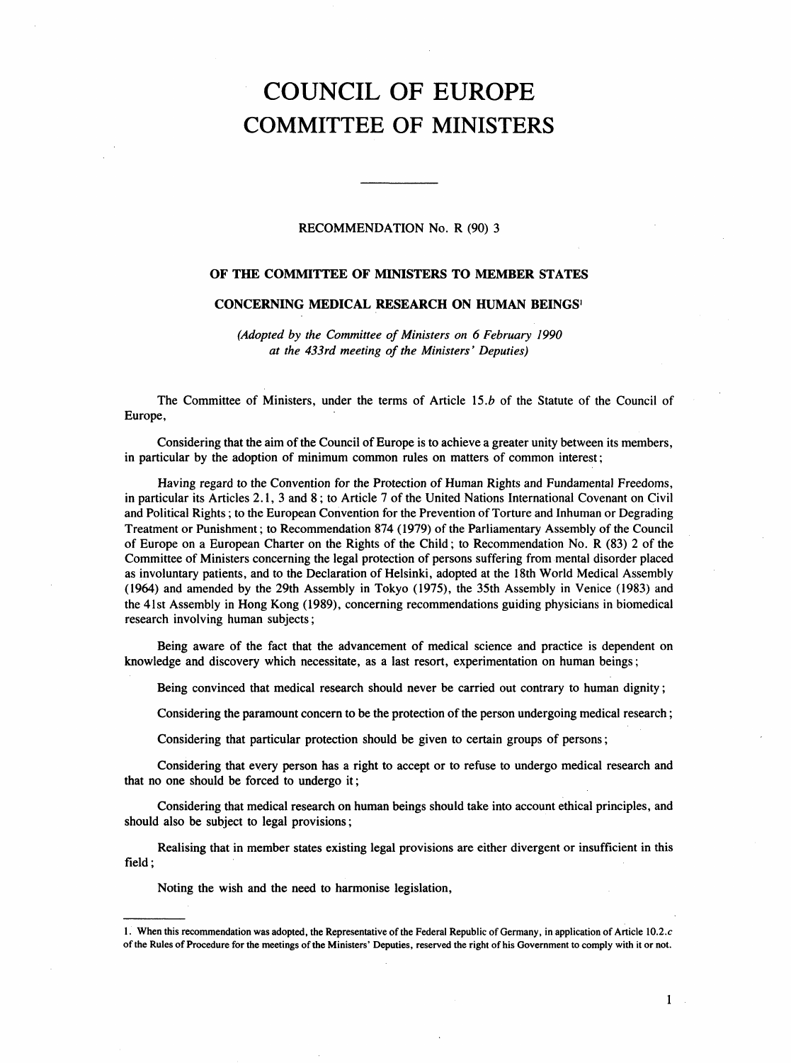# COUNCIL OF EUROPE
# COMMITTEE OF MINISTERS

---

RECOMMENDATION No. R (90) 3

## OF THE COMMITTEE OF MINISTERS TO MEMBER STATES

## CONCERNING MEDICAL RESEARCH ON HUMAN BEINGS[1]

*(Adopted by the Committee of Ministers on 6 February 1990 at the 433rd meeting of the Ministers' Deputies)*

The Committee of Ministers, under the terms of Article 15.*b* of the Statute of the Council of Europe,

Considering that the aim of the Council of Europe is to achieve a greater unity between its members, in particular by the adoption of minimum common rules on matters of common interest;

Having regard to the Convention for the Protection of Human Rights and Fundamental Freedoms, in particular its Articles 2.1, 3 and 8; to Article 7 of the United Nations International Covenant on Civil and Political Rights; to the European Convention for the Prevention of Torture and Inhuman or Degrading Treatment or Punishment; to Recommendation 874 (1979) of the Parliamentary Assembly of the Council of Europe on a European Charter on the Rights of the Child; to Recommendation No. R (83) 2 of the Committee of Ministers concerning the legal protection of persons suffering from mental disorder placed as involuntary patients, and to the Declaration of Helsinki, adopted at the 18th World Medical Assembly (1964) and amended by the 29th Assembly in Tokyo (1975), the 35th Assembly in Venice (1983) and the 41st Assembly in Hong Kong (1989), concerning recommendations guiding physicians in biomedical research involving human subjects;

Being aware of the fact that the advancement of medical science and practice is dependent on knowledge and discovery which necessitate, as a last resort, experimentation on human beings;

Being convinced that medical research should never be carried out contrary to human dignity;

Considering the paramount concern to be the protection of the person undergoing medical research;

Considering that particular protection should be given to certain groups of persons;

Considering that every person has a right to accept or to refuse to undergo medical research and that no one should be forced to undergo it;

Considering that medical research on human beings should take into account ethical principles, and should also be subject to legal provisions;

Realising that in member states existing legal provisions are either divergent or insufficient in this field;

Noting the wish and the need to harmonise legislation,

---

1. When this recommendation was adopted, the Representative of the Federal Republic of Germany, in application of Article 10.2.*c* of the Rules of Procedure for the meetings of the Ministers' Deputies, reserved the right of his Government to comply with it or not.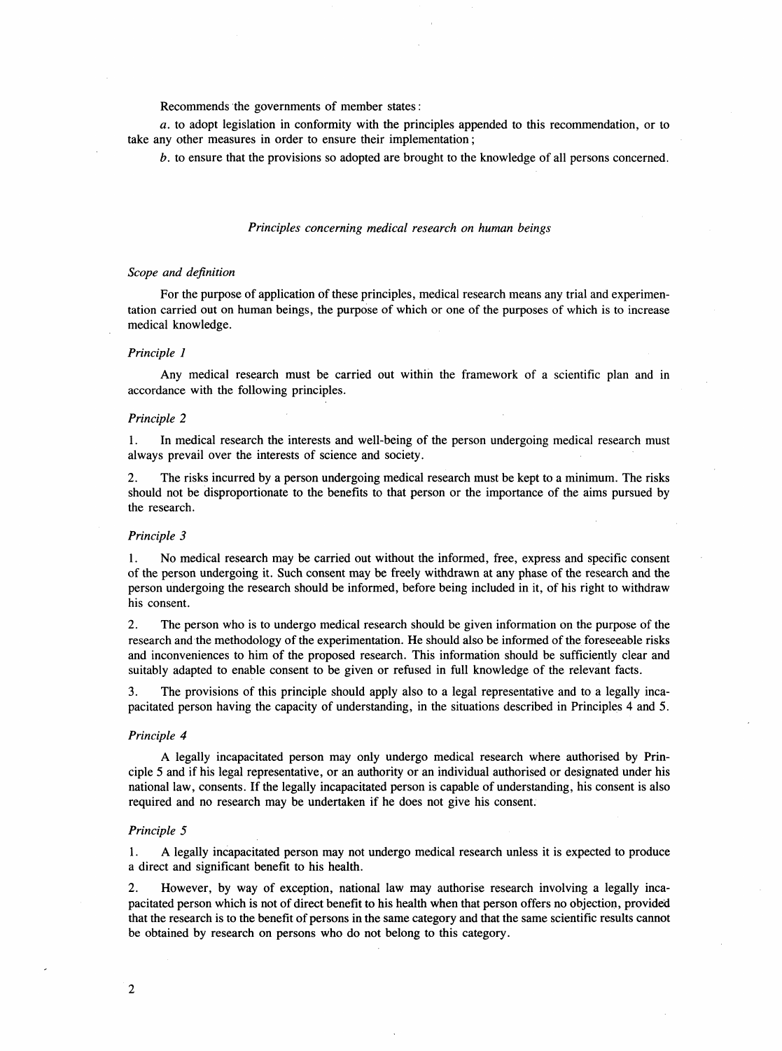Recommends the governments of member states:

*a.* to adopt legislation in conformity with the principles appended to this recommendation, or to take any other measures in order to ensure their implementation;

*b.* to ensure that the provisions so adopted are brought to the knowledge of all persons concerned.

*Principles concerning medical research on human beings*

*Scope and definition*

For the purpose of application of these principles, medical research means any trial and experimentation carried out on human beings, the purpose of which or one of the purposes of which is to increase medical knowledge.

*Principle 1*

Any medical research must be carried out within the framework of a scientific plan and in accordance with the following principles.

*Principle 2*

1. In medical research the interests and well-being of the person undergoing medical research must always prevail over the interests of science and society.

2. The risks incurred by a person undergoing medical research must be kept to a minimum. The risks should not be disproportionate to the benefits to that person or the importance of the aims pursued by the research.

*Principle 3*

1. No medical research may be carried out without the informed, free, express and specific consent of the person undergoing it. Such consent may be freely withdrawn at any phase of the research and the person undergoing the research should be informed, before being included in it, of his right to withdraw his consent.

2. The person who is to undergo medical research should be given information on the purpose of the research and the methodology of the experimentation. He should also be informed of the foreseeable risks and inconveniences to him of the proposed research. This information should be sufficiently clear and suitably adapted to enable consent to be given or refused in full knowledge of the relevant facts.

3. The provisions of this principle should apply also to a legal representative and to a legally incapacitated person having the capacity of understanding, in the situations described in Principles 4 and 5.

*Principle 4*

A legally incapacitated person may only undergo medical research where authorised by Principle 5 and if his legal representative, or an authority or an individual authorised or designated under his national law, consents. If the legally incapacitated person is capable of understanding, his consent is also required and no research may be undertaken if he does not give his consent.

*Principle 5*

1. A legally incapacitated person may not undergo medical research unless it is expected to produce a direct and significant benefit to his health.

2. However, by way of exception, national law may authorise research involving a legally incapacitated person which is not of direct benefit to his health when that person offers no objection, provided that the research is to the benefit of persons in the same category and that the same scientific results cannot be obtained by research on persons who do not belong to this category.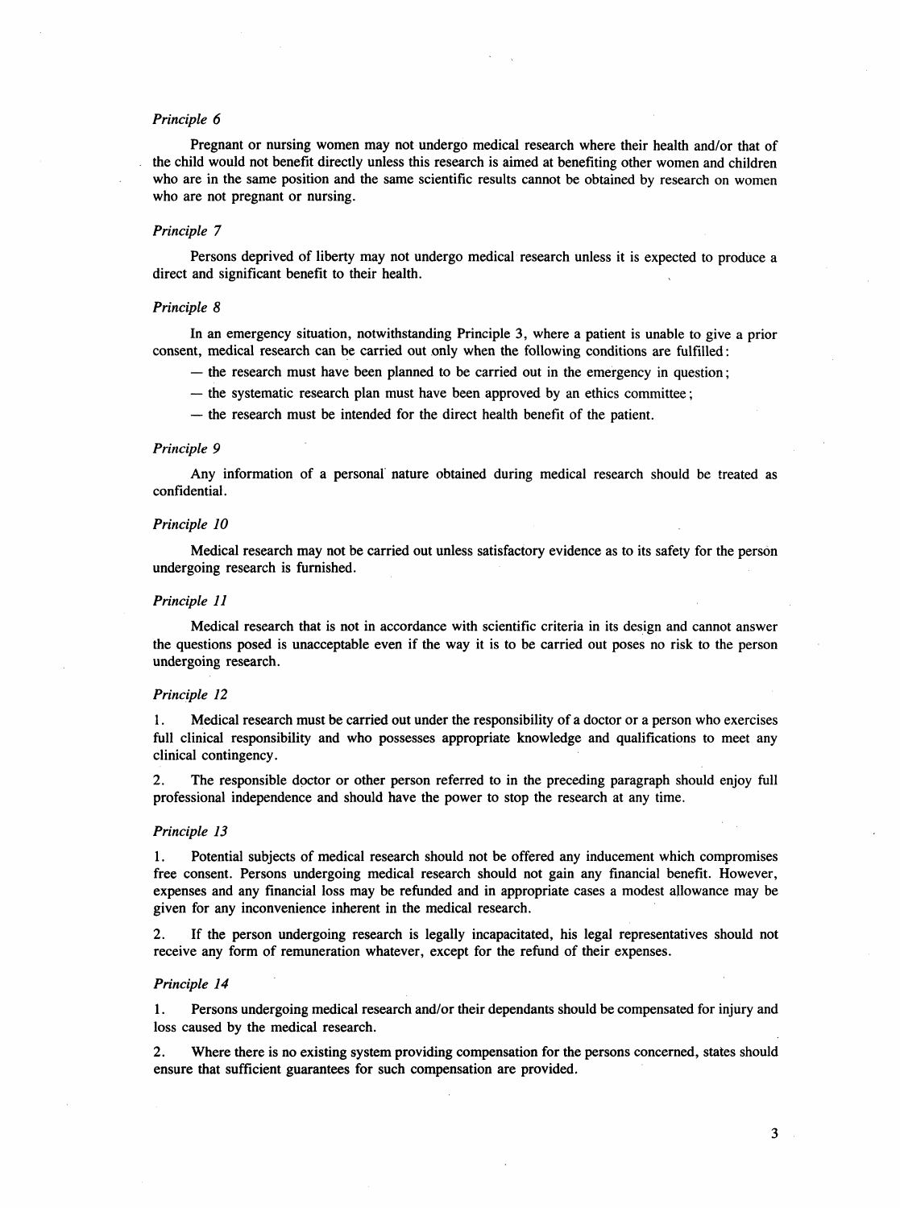*Principle 6*

Pregnant or nursing women may not undergo medical research where their health and/or that of the child would not benefit directly unless this research is aimed at benefiting other women and children who are in the same position and the same scientific results cannot be obtained by research on women who are not pregnant or nursing.

*Principle 7*

Persons deprived of liberty may not undergo medical research unless it is expected to produce a direct and significant benefit to their health.

*Principle 8*

In an emergency situation, notwithstanding Principle 3, where a patient is unable to give a prior consent, medical research can be carried out only when the following conditions are fulfilled:

— the research must have been planned to be carried out in the emergency in question;

— the systematic research plan must have been approved by an ethics committee;

— the research must be intended for the direct health benefit of the patient.

*Principle 9*

Any information of a personal nature obtained during medical research should be treated as confidential.

*Principle 10*

Medical research may not be carried out unless satisfactory evidence as to its safety for the person undergoing research is furnished.

*Principle 11*

Medical research that is not in accordance with scientific criteria in its design and cannot answer the questions posed is unacceptable even if the way it is to be carried out poses no risk to the person undergoing research.

*Principle 12*

1. Medical research must be carried out under the responsibility of a doctor or a person who exercises full clinical responsibility and who possesses appropriate knowledge and qualifications to meet any clinical contingency.

2. The responsible doctor or other person referred to in the preceding paragraph should enjoy full professional independence and should have the power to stop the research at any time.

*Principle 13*

1. Potential subjects of medical research should not be offered any inducement which compromises free consent. Persons undergoing medical research should not gain any financial benefit. However, expenses and any financial loss may be refunded and in appropriate cases a modest allowance may be given for any inconvenience inherent in the medical research.

2. If the person undergoing research is legally incapacitated, his legal representatives should not receive any form of remuneration whatever, except for the refund of their expenses.

*Principle 14*

1. Persons undergoing medical research and/or their dependants should be compensated for injury and loss caused by the medical research.

2. Where there is no existing system providing compensation for the persons concerned, states should ensure that sufficient guarantees for such compensation are provided.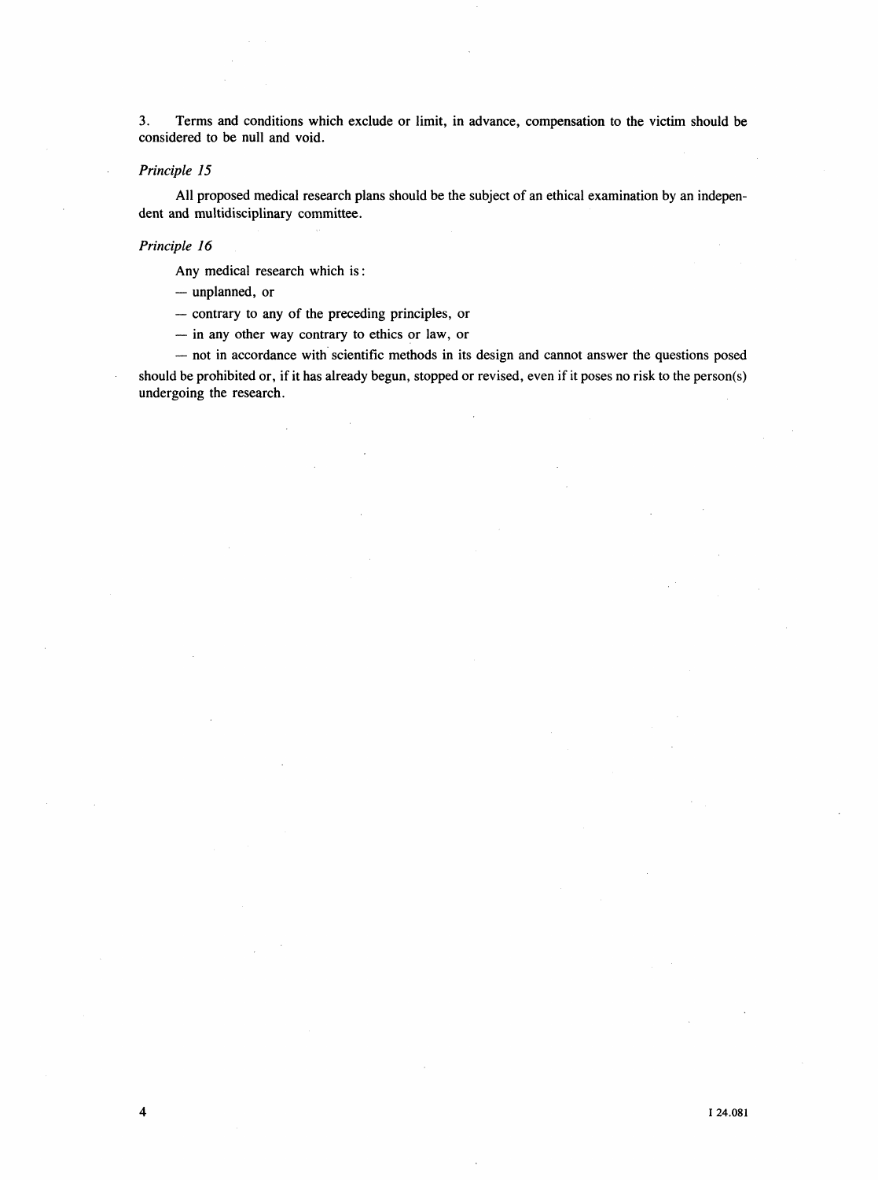3. Terms and conditions which exclude or limit, in advance, compensation to the victim should be considered to be null and void.

*Principle 15*

All proposed medical research plans should be the subject of an ethical examination by an independent and multidisciplinary committee.

*Principle 16*

Any medical research which is:

— unplanned, or

— contrary to any of the preceding principles, or

— in any other way contrary to ethics or law, or

— not in accordance with scientific methods in its design and cannot answer the questions posed

should be prohibited or, if it has already begun, stopped or revised, even if it poses no risk to the person(s) undergoing the research.